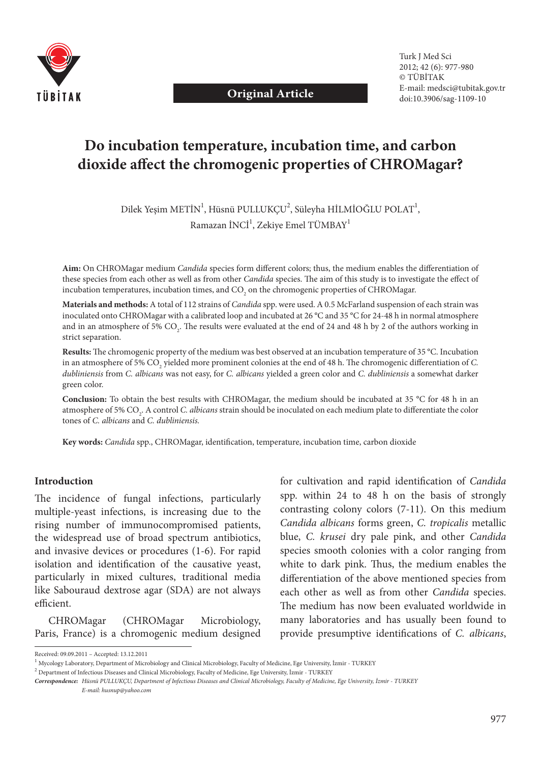Original Article

# Do incubation temperature, incubation time, and carbon dioxide affect the chromogenic properties of CHROMagar?

Dilek Yeşim METİN[1], Hüsnü PULLUKÇU[2], Süleyha HİLMİOĞLU POLAT[1], Ramazan İNCİ[1], Zekiye Emel TÜMBAY[1]

**Aim:** On CHROMagar medium *Candida* species form different colors; thus, the medium enables the differentiation of these species from each other as well as from other *Candida* species. The aim of this study is to investigate the effect of incubation temperatures, incubation times, and $CO_2$ on the chromogenic properties of CHROMagar.

**Materials and methods:** A total of 112 strains of *Candida* spp. were used. A 0.5 McFarland suspension of each strain was inoculated onto CHROMagar with a calibrated loop and incubated at 26 °C and 35 °C for 24-48 h in normal atmosphere and in an atmosphere of 5% $CO_2$. The results were evaluated at the end of 24 and 48 h by 2 of the authors working in strict separation.

**Results:** The chromogenic property of the medium was best observed at an incubation temperature of 35 °C. Incubation in an atmosphere of 5% $CO_2$ yielded more prominent colonies at the end of 48 h. The chromogenic differentiation of *C. dubliniensis* from *C. albicans* was not easy, for *C. albicans* yielded a green color and *C. dubliniensis* a somewhat darker green color.

**Conclusion:** To obtain the best results with CHROMagar, the medium should be incubated at 35 °C for 48 h in an atmosphere of 5% $CO_2$. A control *C. albicans* strain should be inoculated on each medium plate to differentiate the color tones of *C. albicans* and *C. dubliniensis.*

**Key words:** *Candida* spp., CHROMagar, identification, temperature, incubation time, carbon dioxide

## Introduction

The incidence of fungal infections, particularly multiple-yeast infections, is increasing due to the rising number of immunocompromised patients, the widespread use of broad spectrum antibiotics, and invasive devices or procedures (1-6). For rapid isolation and identification of the causative yeast, particularly in mixed cultures, traditional media like Sabouraud dextrose agar (SDA) are not always efficient.

CHROMagar (CHROMagar Microbiology, Paris, France) is a chromogenic medium designed for cultivation and rapid identification of *Candida* spp. within 24 to 48 h on the basis of strongly contrasting colony colors (7-11). On this medium *Candida albicans* forms green, *C. tropicalis* metallic blue, *C. krusei* dry pale pink, and other *Candida* species smooth colonies with a color ranging from white to dark pink. Thus, the medium enables the differentiation of the above mentioned species from each other as well as from other *Candida* species. The medium has now been evaluated worldwide in many laboratories and has usually been found to provide presumptive identifications of *C. albicans*,

Received: 09.09.2011 – Accepted: 13.12.2011

[1] Mycology Laboratory, Department of Microbiology and Clinical Microbiology, Faculty of Medicine, Ege University, İzmir - TURKEY

[2] Department of Infectious Diseases and Clinical Microbiology, Faculty of Medicine, Ege University, İzmir - TURKEY

*Correspondence: Hüsnü PULLUKÇU, Department of Infectious Diseases and Clinical Microbiology, Faculty of Medicine, Ege University, İzmir - TURKEY*
*E-mail: husnup@yahoo.com*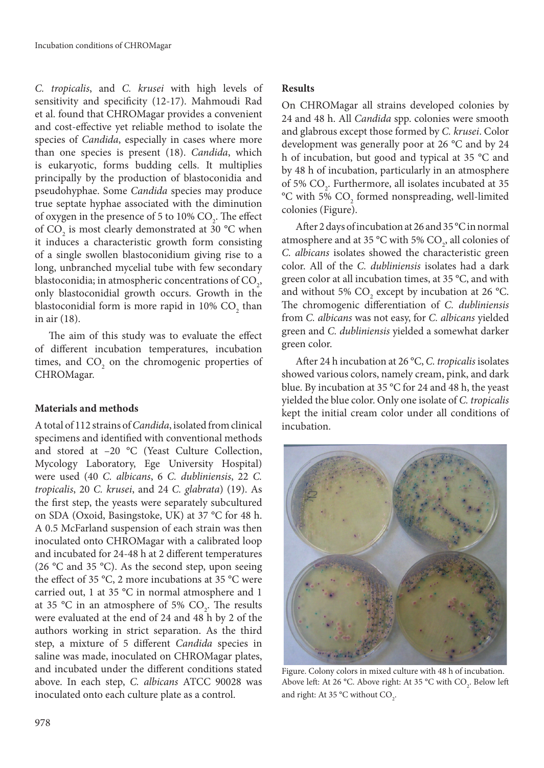*C. tropicalis*, and *C. krusei* with high levels of sensitivity and specificity (12-17). Mahmoudi Rad et al. found that CHROMagar provides a convenient and cost-effective yet reliable method to isolate the species of *Candida*, especially in cases where more than one species is present (18). *Candida*, which is eukaryotic, forms budding cells. It multiplies principally by the production of blastoconidia and pseudohyphae. Some *Candida* species may produce true septate hyphae associated with the diminution of oxygen in the presence of 5 to 10% $CO_2$. The effect of $CO_2$ is most clearly demonstrated at 30 °C when it induces a characteristic growth form consisting of a single swollen blastoconidium giving rise to a long, unbranched mycelial tube with few secondary blastoconidia; in atmospheric concentrations of $CO_2$, only blastoconidial growth occurs. Growth in the blastoconidial form is more rapid in 10% $CO_2$ than in air (18).

The aim of this study was to evaluate the effect of different incubation temperatures, incubation times, and $CO_2$ on the chromogenic properties of CHROMagar.

## Materials and methods

A total of 112 strains of *Candida*, isolated from clinical specimens and identified with conventional methods and stored at −20 °C (Yeast Culture Collection, Mycology Laboratory, Ege University Hospital) were used (40 *C. albicans*, 6 *C. dubliniensis*, 22 *C. tropicalis*, 20 *C. krusei*, and 24 *C. glabrata*) (19). As the first step, the yeasts were separately subcultured on SDA (Oxoid, Basingstoke, UK) at 37 °C for 48 h. A 0.5 McFarland suspension of each strain was then inoculated onto CHROMagar with a calibrated loop and incubated for 24-48 h at 2 different temperatures (26 °C and 35 °C). As the second step, upon seeing the effect of 35 °C, 2 more incubations at 35 °C were carried out, 1 at 35 °C in normal atmosphere and 1 at 35 °C in an atmosphere of 5% $CO_2$. The results were evaluated at the end of 24 and 48 h by 2 of the authors working in strict separation. As the third step, a mixture of 5 different *Candida* species in saline was made, inoculated on CHROMagar plates, and incubated under the different conditions stated above. In each step, *C. albicans* ATCC 90028 was inoculated onto each culture plate as a control.

## Results

On CHROMagar all strains developed colonies by 24 and 48 h. All *Candida* spp. colonies were smooth and glabrous except those formed by *C. krusei*. Color development was generally poor at 26 °C and by 24 h of incubation, but good and typical at 35 °C and by 48 h of incubation, particularly in an atmosphere of 5% $CO_2$. Furthermore, all isolates incubated at 35 °C with 5% $CO_2$ formed nonspreading, well-limited colonies (Figure).

After 2 days of incubation at 26 and 35 °C in normal atmosphere and at 35 °C with 5% $CO_2$, all colonies of *C. albicans* isolates showed the characteristic green color. All of the *C. dubliniensis* isolates had a dark green color at all incubation times, at 35 °C, and with and without 5% $CO_2$ except by incubation at 26 °C. The chromogenic differentiation of *C. dubliniensis* from *C. albicans* was not easy, for *C. albicans* yielded green and *C. dubliniensis* yielded a somewhat darker green color.

After 24 h incubation at 26 °C, *C. tropicalis* isolates showed various colors, namely cream, pink, and dark blue. By incubation at 35 °C for 24 and 48 h, the yeast yielded the blue color. Only one isolate of *C. tropicalis* kept the initial cream color under all conditions of incubation.

Figure. Colony colors in mixed culture with 48 h of incubation. Above left: At 26 °C. Above right: At 35 °C with $CO_2$. Below left and right: At 35 °C without $CO_2$.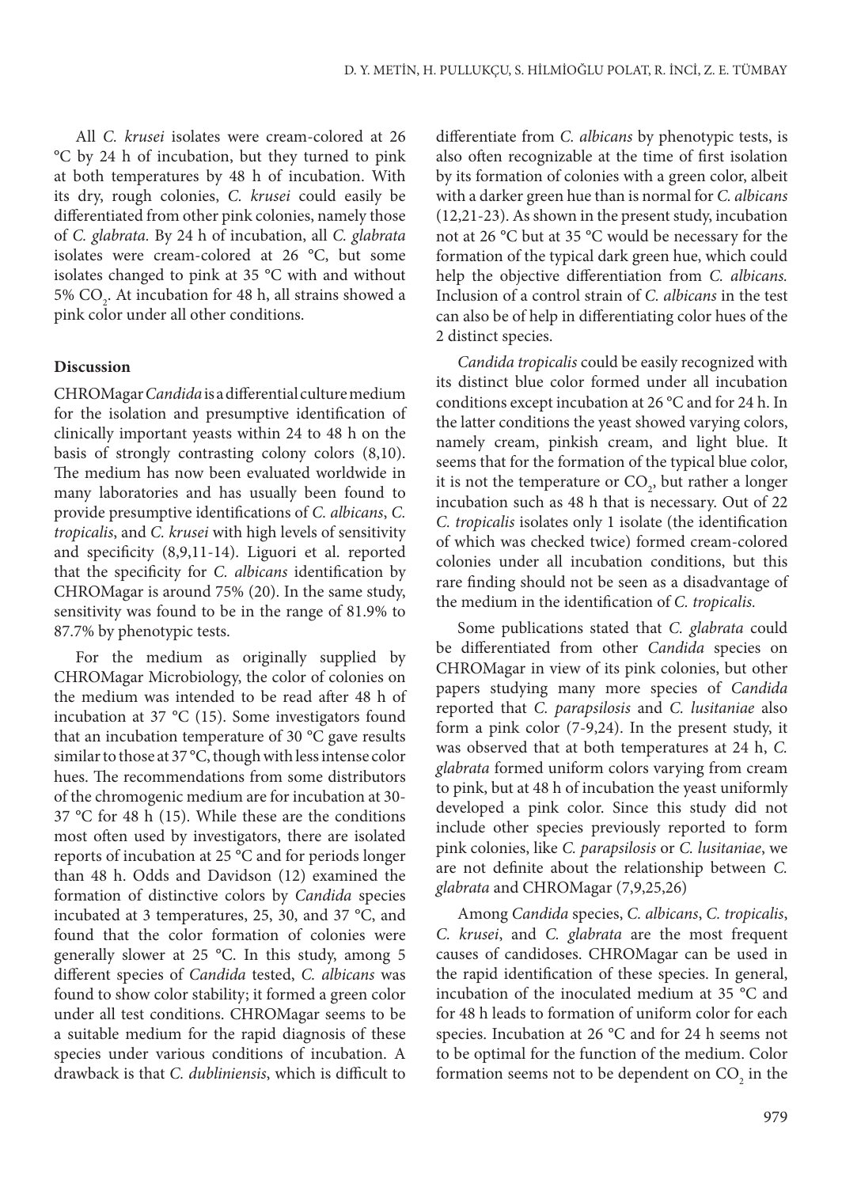All *C. krusei* isolates were cream-colored at 26 °C by 24 h of incubation, but they turned to pink at both temperatures by 48 h of incubation. With its dry, rough colonies, *C. krusei* could easily be differentiated from other pink colonies, namely those of *C. glabrata.* By 24 h of incubation, all *C. glabrata* isolates were cream-colored at 26 °C, but some isolates changed to pink at 35 °C with and without 5% $CO_2$. At incubation for 48 h, all strains showed a pink color under all other conditions.

## Discussion

CHROMagar *Candida* is a differential culture medium for the isolation and presumptive identification of clinically important yeasts within 24 to 48 h on the basis of strongly contrasting colony colors (8,10). The medium has now been evaluated worldwide in many laboratories and has usually been found to provide presumptive identifications of *C. albicans*, *C. tropicalis*, and *C. krusei* with high levels of sensitivity and specificity (8,9,11-14). Liguori et al. reported that the specificity for *C. albicans* identification by CHROMagar is around 75% (20). In the same study, sensitivity was found to be in the range of 81.9% to 87.7% by phenotypic tests.

For the medium as originally supplied by CHROMagar Microbiology, the color of colonies on the medium was intended to be read after 48 h of incubation at 37 °C (15). Some investigators found that an incubation temperature of 30 °C gave results similar to those at 37 °C, though with less intense color hues. The recommendations from some distributors of the chromogenic medium are for incubation at 30-37 °C for 48 h (15). While these are the conditions most often used by investigators, there are isolated reports of incubation at 25 °C and for periods longer than 48 h. Odds and Davidson (12) examined the formation of distinctive colors by *Candida* species incubated at 3 temperatures, 25, 30, and 37 °C, and found that the color formation of colonies were generally slower at 25 °C. In this study, among 5 different species of *Candida* tested, *C. albicans* was found to show color stability; it formed a green color under all test conditions. CHROMagar seems to be a suitable medium for the rapid diagnosis of these species under various conditions of incubation. A drawback is that *C. dubliniensis*, which is difficult to differentiate from *C. albicans* by phenotypic tests, is also often recognizable at the time of first isolation by its formation of colonies with a green color, albeit with a darker green hue than is normal for *C. albicans* (12,21-23). As shown in the present study, incubation not at 26 °C but at 35 °C would be necessary for the formation of the typical dark green hue, which could help the objective differentiation from *C. albicans.* Inclusion of a control strain of *C. albicans* in the test can also be of help in differentiating color hues of the 2 distinct species.

*Candida tropicalis* could be easily recognized with its distinct blue color formed under all incubation conditions except incubation at 26 °C and for 24 h. In the latter conditions the yeast showed varying colors, namely cream, pinkish cream, and light blue. It seems that for the formation of the typical blue color, it is not the temperature or $CO_2$, but rather a longer incubation such as 48 h that is necessary. Out of 22 *C. tropicalis* isolates only 1 isolate (the identification of which was checked twice) formed cream-colored colonies under all incubation conditions, but this rare finding should not be seen as a disadvantage of the medium in the identification of *C. tropicalis.*

Some publications stated that *C. glabrata* could be differentiated from other *Candida* species on CHROMagar in view of its pink colonies, but other papers studying many more species of *Candida* reported that *C. parapsilosis* and *C. lusitaniae* also form a pink color (7-9,24). In the present study, it was observed that at both temperatures at 24 h, *C. glabrata* formed uniform colors varying from cream to pink, but at 48 h of incubation the yeast uniformly developed a pink color. Since this study did not include other species previously reported to form pink colonies, like *C. parapsilosis* or *C. lusitaniae*, we are not definite about the relationship between *C. glabrata* and CHROMagar (7,9,25,26)

Among *Candida* species, *C. albicans*, *C. tropicalis*, *C. krusei*, and *C. glabrata* are the most frequent causes of candidoses. CHROMagar can be used in the rapid identification of these species. In general, incubation of the inoculated medium at 35 °C and for 48 h leads to formation of uniform color for each species. Incubation at 26 °C and for 24 h seems not to be optimal for the function of the medium. Color formation seems not to be dependent on $CO_2$ in the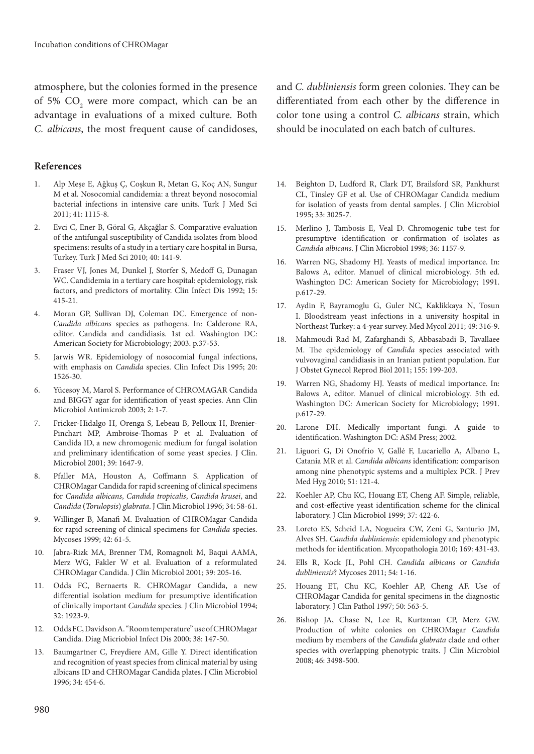atmosphere, but the colonies formed in the presence of 5% $CO_2$ were more compact, which can be an advantage in evaluations of a mixed culture. Both *C. albicans*, the most frequent cause of candidoses, and *C. dubliniensis* form green colonies. They can be differentiated from each other by the difference in color tone using a control *C. albicans* strain, which should be inoculated on each batch of cultures.

## References

1. Alp Meşe E, Ağkuş Ç, Coşkun R, Metan G, Koç AN, Sungur M et al. Nosocomial candidemia: a threat beyond nosocomial bacterial infections in intensive care units. Turk J Med Sci 2011; 41: 1115-8.
2. Evci C, Ener B, Göral G, Akçağlar S. Comparative evaluation of the antifungal susceptibility of Candida isolates from blood specimens: results of a study in a tertiary care hospital in Bursa, Turkey. Turk J Med Sci 2010; 40: 141-9.
3. Fraser VJ, Jones M, Dunkel J, Storfer S, Medoff G, Dunagan WC. Candidemia in a tertiary care hospital: epidemiology, risk factors, and predictors of mortality. Clin Infect Dis 1992; 15: 415-21.
4. Moran GP, Sullivan DJ, Coleman DC. Emergence of non-*Candida albicans* species as pathogens. In: Calderone RA, editor. Candida and candidiasis. 1st ed. Washington DC: American Society for Microbiology; 2003. p.37-53.
5. Jarwis WR. Epidemiology of nosocomial fungal infections, with emphasis on *Candida* species. Clin Infect Dis 1995; 20: 1526-30.
6. Yücesoy M, Marol S. Performance of CHROMAGAR Candida and BIGGY agar for identification of yeast species. Ann Clin Microbiol Antimicrob 2003; 2: 1-7.
7. Fricker-Hidalgo H, Orenga S, Lebeau B, Pelloux H, Brenier-Pinchart MP, Ambroise-Thomas P et al. Evaluation of Candida ID, a new chromogenic medium for fungal isolation and preliminary identification of some yeast species. J Clin. Microbiol 2001; 39: 1647-9.
8. Pfaller MA, Houston A, Coffmann S. Application of CHROMagar Candida for rapid screening of clinical specimens for *Candida albicans*, *Candida tropicalis*, *Candida krusei*, and *Candida* (*Torulopsis*) *glabrata*. J Clin Microbiol 1996; 34: 58-61.
9. Willinger B, Manafi M. Evaluation of CHROMagar Candida for rapid screening of clinical specimens for *Candida* species. Mycoses 1999; 42: 61-5.
10. Jabra-Rizk MA, Brenner TM, Romagnoli M, Baqui AAMA, Merz WG, Fakler W et al. Evaluation of a reformulated CHROMagar Candida. J Clin Microbiol 2001; 39: 205-16.
11. Odds FC, Bernaerts R. CHROMagar Candida, a new differential isolation medium for presumptive identification of clinically important *Candida* species. J Clin Microbiol 1994; 32: 1923-9.
12. Odds FC, Davidson A. "Room temperature" use of CHROMagar Candida. Diag Micriobiol Infect Dis 2000; 38: 147-50.
13. Baumgartner C, Freydiere AM, Gille Y. Direct identification and recognition of yeast species from clinical material by using albicans ID and CHROMagar Candida plates. J Clin Microbiol 1996; 34: 454-6.
14. Beighton D, Ludford R, Clark DT, Brailsford SR, Pankhurst CL, Tinsley GF et al. Use of CHROMagar Candida medium for isolation of yeasts from dental samples. J Clin Microbiol 1995; 33: 3025-7.
15. Merlino J, Tambosis E, Veal D. Chromogenic tube test for presumptive identification or confirmation of isolates as *Candida albicans*. J Clin Microbiol 1998; 36: 1157-9.
16. Warren NG, Shadomy HJ. Yeasts of medical importance. In: Balows A, editor. Manuel of clinical microbiology. 5th ed. Washington DC: American Society for Microbiology; 1991. p.617-29.
17. Aydin F, Bayramoglu G, Guler NC, Kaklikkaya N, Tosun I. Bloodstream yeast infections in a university hospital in Northeast Turkey: a 4-year survey. Med Mycol 2011; 49: 316-9.
18. Mahmoudi Rad M, Zafarghandi S, Abbasabadi B, Tavallaee M. The epidemiology of *Candida* species associated with vulvovaginal candidiasis in an Iranian patient population. Eur J Obstet Gynecol Reprod Biol 2011; 155: 199-203.
19. Warren NG, Shadomy HJ. Yeasts of medical importance. In: Balows A, editor. Manuel of clinical microbiology. 5th ed. Washington DC: American Society for Microbiology; 1991. p.617-29.
20. Larone DH. Medically important fungi. A guide to identification. Washington DC: ASM Press; 2002.
21. Liguori G, Di Onofrio V, Gallé F, Lucariello A, Albano L, Catania MR et al. *Candida albicans* identification: comparison among nine phenotypic systems and a multiplex PCR. J Prev Med Hyg 2010; 51: 121-4.
22. Koehler AP, Chu KC, Houang ET, Cheng AF. Simple, reliable, and cost-effective yeast identification scheme for the clinical laboratory. J Clin Microbiol 1999; 37: 422-6.
23. Loreto ES, Scheid LA, Nogueira CW, Zeni G, Santurio JM, Alves SH. *Candida dubliniensis*: epidemiology and phenotypic methods for identification. Mycopathologia 2010; 169: 431-43.
24. Ells R, Kock JL, Pohl CH. *Candida albicans* or *Candida dubliniensis*? Mycoses 2011; 54: 1-16.
25. Houang ET, Chu KC, Koehler AP, Cheng AF. Use of CHROMagar Candida for genital specimens in the diagnostic laboratory. J Clin Pathol 1997; 50: 563-5.
26. Bishop JA, Chase N, Lee R, Kurtzman CP, Merz GW. Production of white colonies on CHROMagar *Candida* medium by members of the *Candida glabrata* clade and other species with overlapping phenotypic traits. J Clin Microbiol 2008; 46: 3498-500.